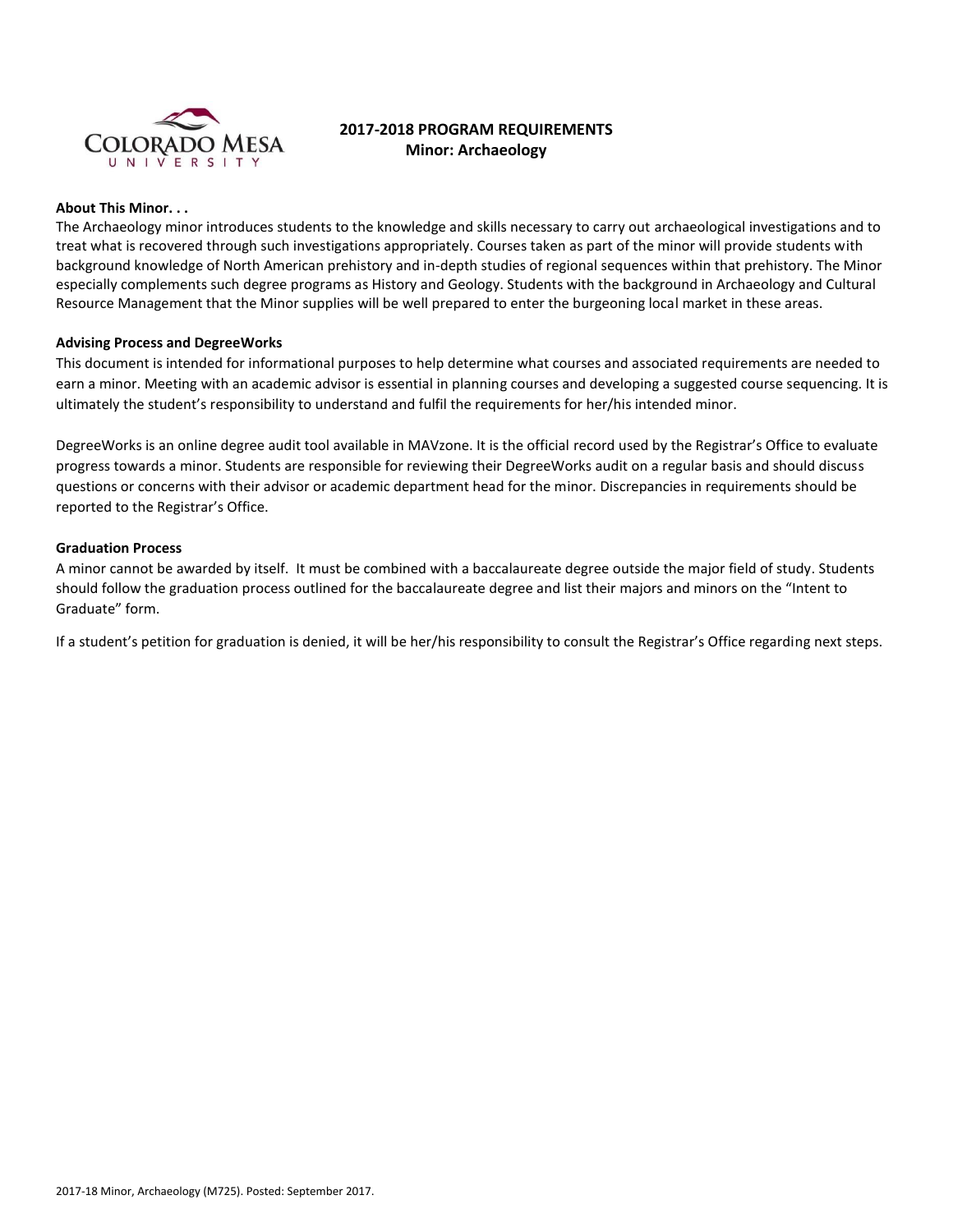# 2017-2018 PROGRAM REQUIREMENTS
## Minor: Archaeology

**About This Minor. . .**

The Archaeology minor introduces students to the knowledge and skills necessary to carry out archaeological investigations and to treat what is recovered through such investigations appropriately. Courses taken as part of the minor will provide students with background knowledge of North American prehistory and in-depth studies of regional sequences within that prehistory. The Minor especially complements such degree programs as History and Geology. Students with the background in Archaeology and Cultural Resource Management that the Minor supplies will be well prepared to enter the burgeoning local market in these areas.

**Advising Process and DegreeWorks**

This document is intended for informational purposes to help determine what courses and associated requirements are needed to earn a minor. Meeting with an academic advisor is essential in planning courses and developing a suggested course sequencing. It is ultimately the student's responsibility to understand and fulfil the requirements for her/his intended minor.

DegreeWorks is an online degree audit tool available in MAVzone. It is the official record used by the Registrar's Office to evaluate progress towards a minor. Students are responsible for reviewing their DegreeWorks audit on a regular basis and should discuss questions or concerns with their advisor or academic department head for the minor. Discrepancies in requirements should be reported to the Registrar's Office.

**Graduation Process**

A minor cannot be awarded by itself. It must be combined with a baccalaureate degree outside the major field of study. Students should follow the graduation process outlined for the baccalaureate degree and list their majors and minors on the "Intent to Graduate" form.

If a student's petition for graduation is denied, it will be her/his responsibility to consult the Registrar's Office regarding next steps.

2017-18 Minor, Archaeology (M725). Posted: September 2017.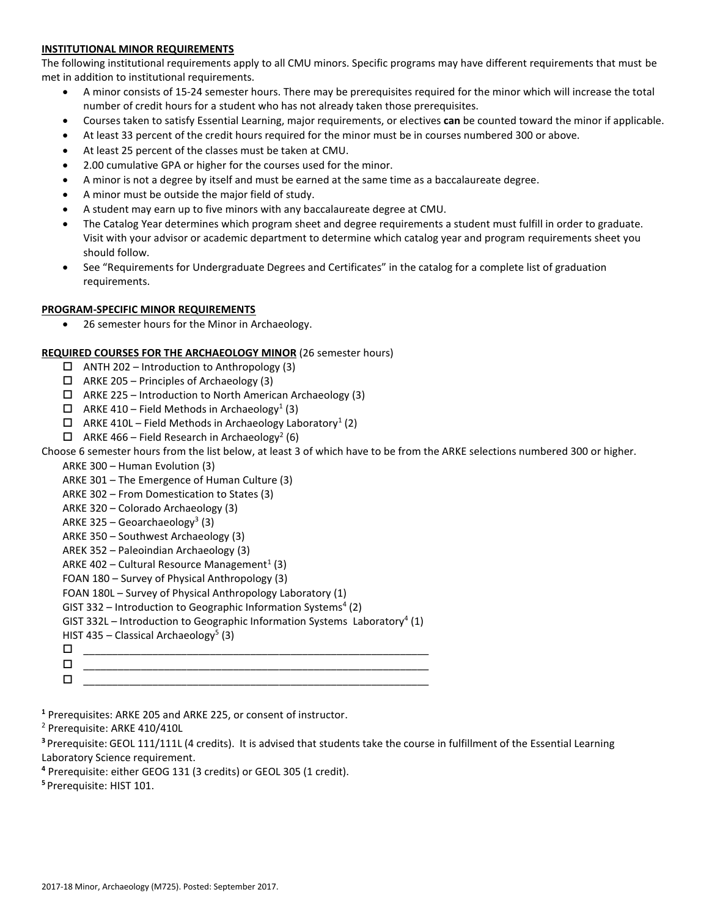**INSTITUTIONAL MINOR REQUIREMENTS**

The following institutional requirements apply to all CMU minors. Specific programs may have different requirements that must be met in addition to institutional requirements.

- A minor consists of 15-24 semester hours. There may be prerequisites required for the minor which will increase the total number of credit hours for a student who has not already taken those prerequisites.
- Courses taken to satisfy Essential Learning, major requirements, or electives **can** be counted toward the minor if applicable.
- At least 33 percent of the credit hours required for the minor must be in courses numbered 300 or above.
- At least 25 percent of the classes must be taken at CMU.
- 2.00 cumulative GPA or higher for the courses used for the minor.
- A minor is not a degree by itself and must be earned at the same time as a baccalaureate degree.
- A minor must be outside the major field of study.
- A student may earn up to five minors with any baccalaureate degree at CMU.
- The Catalog Year determines which program sheet and degree requirements a student must fulfill in order to graduate. Visit with your advisor or academic department to determine which catalog year and program requirements sheet you should follow.
- See "Requirements for Undergraduate Degrees and Certificates" in the catalog for a complete list of graduation requirements.

**PROGRAM-SPECIFIC MINOR REQUIREMENTS**

- 26 semester hours for the Minor in Archaeology.

**REQUIRED COURSES FOR THE ARCHAEOLOGY MINOR** (26 semester hours)

- ☐ ANTH 202 – Introduction to Anthropology (3)
- ☐ ARKE 205 – Principles of Archaeology (3)
- ☐ ARKE 225 – Introduction to North American Archaeology (3)
- ☐ ARKE 410 – Field Methods in Archaeology[1] (3)
- ☐ ARKE 410L – Field Methods in Archaeology Laboratory[1] (2)
- ☐ ARKE 466 – Field Research in Archaeology[2] (6)

Choose 6 semester hours from the list below, at least 3 of which have to be from the ARKE selections numbered 300 or higher.

ARKE 300 – Human Evolution (3)
ARKE 301 – The Emergence of Human Culture (3)
ARKE 302 – From Domestication to States (3)
ARKE 320 – Colorado Archaeology (3)
ARKE 325 – Geoarchaeology[3] (3)
ARKE 350 – Southwest Archaeology (3)
AREK 352 – Paleoindian Archaeology (3)
ARKE 402 – Cultural Resource Management[1] (3)
FOAN 180 – Survey of Physical Anthropology (3)
FOAN 180L – Survey of Physical Anthropology Laboratory (1)
GIST 332 – Introduction to Geographic Information Systems[4] (2)
GIST 332L – Introduction to Geographic Information Systems Laboratory[4] (1)
HIST 435 – Classical Archaeology[5] (3)

- ☐ ____________________________________________
- ☐ ____________________________________________
- ☐ ____________________________________________

[1] Prerequisites: ARKE 205 and ARKE 225, or consent of instructor.

[2] Prerequisite: ARKE 410/410L

[3] Prerequisite: GEOL 111/111L (4 credits). It is advised that students take the course in fulfillment of the Essential Learning Laboratory Science requirement.

[4] Prerequisite: either GEOG 131 (3 credits) or GEOL 305 (1 credit).

[5] Prerequisite: HIST 101.

2017-18 Minor, Archaeology (M725). Posted: September 2017.